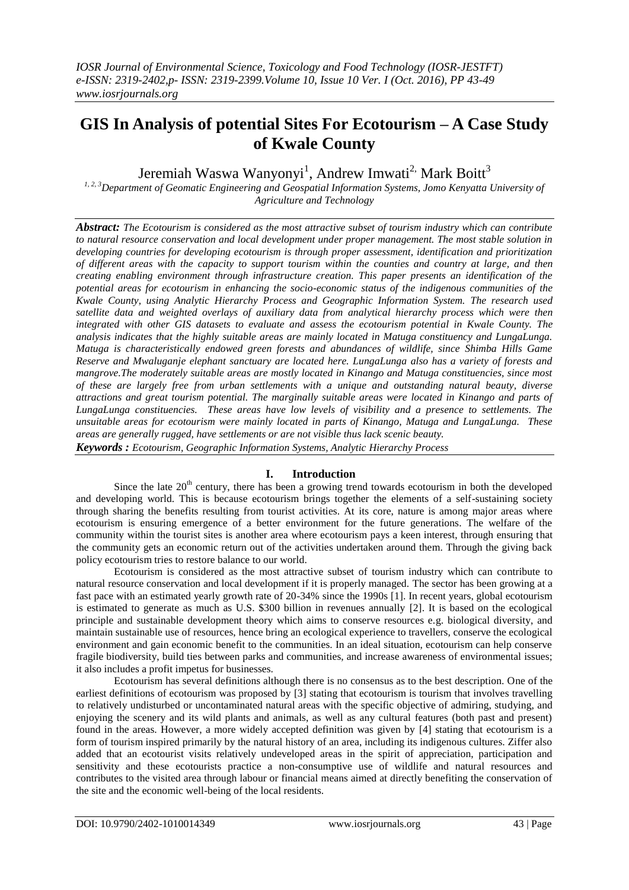# GIS In Analysis of potential Sites For Ecotourism – A Case Study of Kwale County

Jeremiah Waswa Wanyonyi[1], Andrew Imwati[2], Mark Boitt[3]

[1, 2, 3]Department of Geomatic Engineering and Geospatial Information Systems, Jomo Kenyatta University of Agriculture and Technology

***Abstract:*** ***The Ecotourism is considered as the most attractive subset of tourism industry which can contribute to natural resource conservation and local development under proper management. The most stable solution in developing countries for developing ecotourism is through proper assessment, identification and prioritization of different areas with the capacity to support tourism within the counties and country at large, and then creating enabling environment through infrastructure creation. This paper presents an identification of the potential areas for ecotourism in enhancing the socio-economic status of the indigenous communities of the Kwale County, using Analytic Hierarchy Process and Geographic Information System. The research used satellite data and weighted overlays of auxiliary data from analytical hierarchy process which were then integrated with other GIS datasets to evaluate and assess the ecotourism potential in Kwale County. The analysis indicates that the highly suitable areas are mainly located in Matuga constituency and LungaLunga. Matuga is characteristically endowed green forests and abundances of wildlife, since Shimba Hills Game Reserve and Mwaluganje elephant sanctuary are located here. LungaLunga also has a variety of forests and mangrove.The moderately suitable areas are mostly located in Kinango and Matuga constituencies, since most of these are largely free from urban settlements with a unique and outstanding natural beauty, diverse attractions and great tourism potential. The marginally suitable areas were located in Kinango and parts of LungaLunga constituencies. These areas have low levels of visibility and a presence to settlements. The unsuitable areas for ecotourism were mainly located in parts of Kinango, Matuga and LungaLunga. These areas are generally rugged, have settlements or are not visible thus lack scenic beauty.***

***Keywords :*** ***Ecotourism, Geographic Information Systems, Analytic Hierarchy Process***

## I. Introduction

Since the late 20th century, there has been a growing trend towards ecotourism in both the developed and developing world. This is because ecotourism brings together the elements of a self-sustaining society through sharing the benefits resulting from tourist activities. At its core, nature is among major areas where ecotourism is ensuring emergence of a better environment for the future generations. The welfare of the community within the tourist sites is another area where ecotourism pays a keen interest, through ensuring that the community gets an economic return out of the activities undertaken around them. Through the giving back policy ecotourism tries to restore balance to our world.

Ecotourism is considered as the most attractive subset of tourism industry which can contribute to natural resource conservation and local development if it is properly managed. The sector has been growing at a fast pace with an estimated yearly growth rate of 20-34% since the 1990s [1]. In recent years, global ecotourism is estimated to generate as much as U.S. $300 billion in revenues annually [2]. It is based on the ecological principle and sustainable development theory which aims to conserve resources e.g. biological diversity, and maintain sustainable use of resources, hence bring an ecological experience to travellers, conserve the ecological environment and gain economic benefit to the communities. In an ideal situation, ecotourism can help conserve fragile biodiversity, build ties between parks and communities, and increase awareness of environmental issues; it also includes a profit impetus for businesses.

Ecotourism has several definitions although there is no consensus as to the best description. One of the earliest definitions of ecotourism was proposed by [3] stating that ecotourism is tourism that involves travelling to relatively undisturbed or uncontaminated natural areas with the specific objective of admiring, studying, and enjoying the scenery and its wild plants and animals, as well as any cultural features (both past and present) found in the areas. However, a more widely accepted definition was given by [4] stating that ecotourism is a form of tourism inspired primarily by the natural history of an area, including its indigenous cultures. Ziffer also added that an ecotourist visits relatively undeveloped areas in the spirit of appreciation, participation and sensitivity and these ecotourists practice a non-consumptive use of wildlife and natural resources and contributes to the visited area through labour or financial means aimed at directly benefiting the conservation of the site and the economic well-being of the local residents.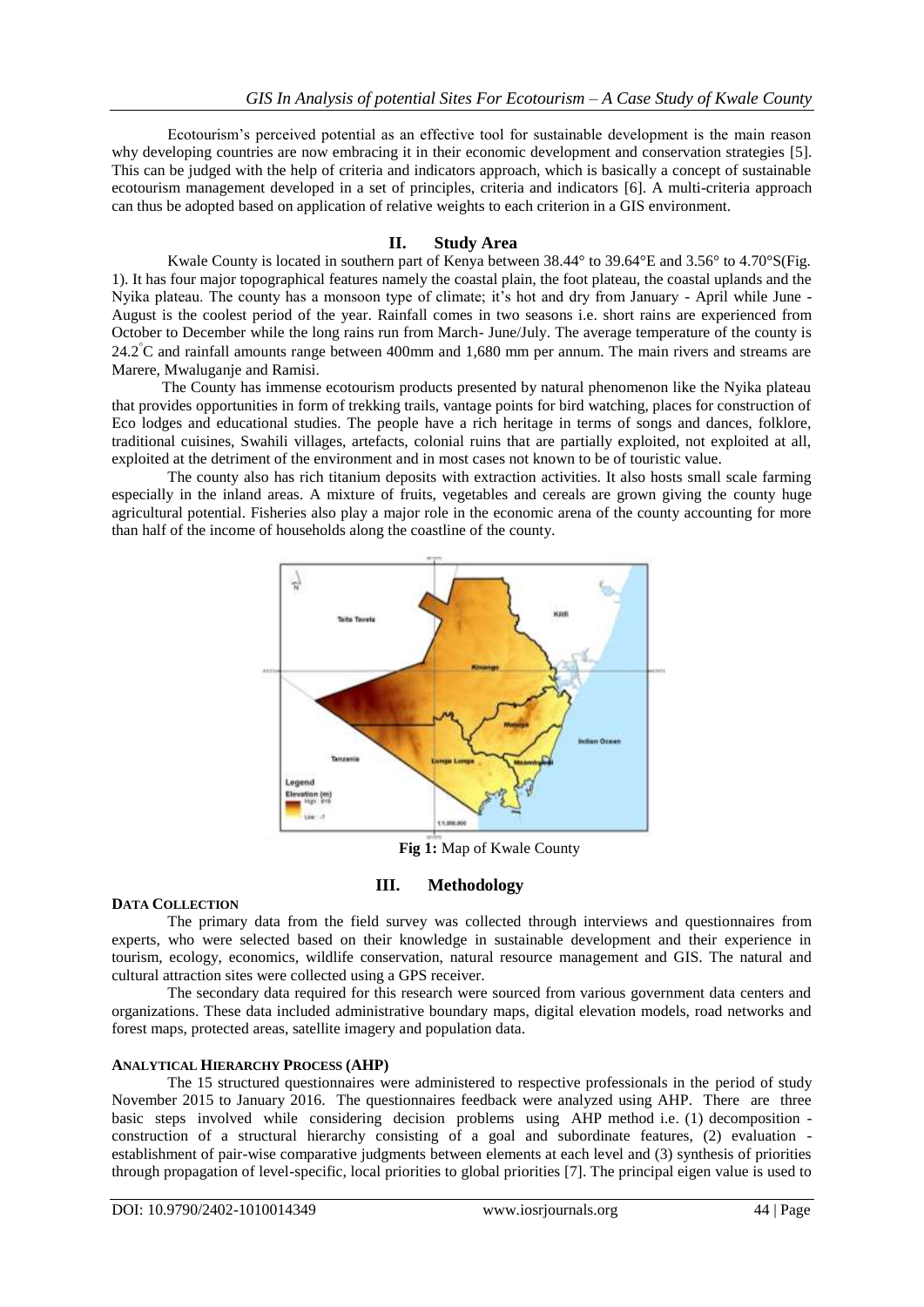Ecotourism's perceived potential as an effective tool for sustainable development is the main reason why developing countries are now embracing it in their economic development and conservation strategies [5]. This can be judged with the help of criteria and indicators approach, which is basically a concept of sustainable ecotourism management developed in a set of principles, criteria and indicators [6]. A multi-criteria approach can thus be adopted based on application of relative weights to each criterion in a GIS environment.

## II. Study Area

Kwale County is located in southern part of Kenya between 38.44° to 39.64°E and 3.56° to 4.70°S(Fig. 1). It has four major topographical features namely the coastal plain, the foot plateau, the coastal uplands and the Nyika plateau. The county has a monsoon type of climate; it's hot and dry from January - April while June - August is the coolest period of the year. Rainfall comes in two seasons i.e. short rains are experienced from October to December while the long rains run from March- June/July. The average temperature of the county is 24.2°C and rainfall amounts range between 400mm and 1,680 mm per annum. The main rivers and streams are Marere, Mwaluganje and Ramisi.

The County has immense ecotourism products presented by natural phenomenon like the Nyika plateau that provides opportunities in form of trekking trails, vantage points for bird watching, places for construction of Eco lodges and educational studies. The people have a rich heritage in terms of songs and dances, folklore, traditional cuisines, Swahili villages, artefacts, colonial ruins that are partially exploited, not exploited at all, exploited at the detriment of the environment and in most cases not known to be of touristic value.

The county also has rich titanium deposits with extraction activities. It also hosts small scale farming especially in the inland areas. A mixture of fruits, vegetables and cereals are grown giving the county huge agricultural potential. Fisheries also play a major role in the economic arena of the county accounting for more than half of the income of households along the coastline of the county.

**Fig 1:** Map of Kwale County

## III. Methodology

### Data Collection

The primary data from the field survey was collected through interviews and questionnaires from experts, who were selected based on their knowledge in sustainable development and their experience in tourism, ecology, economics, wildlife conservation, natural resource management and GIS. The natural and cultural attraction sites were collected using a GPS receiver.

The secondary data required for this research were sourced from various government data centers and organizations. These data included administrative boundary maps, digital elevation models, road networks and forest maps, protected areas, satellite imagery and population data.

### Analytical Hierarchy Process (AHP)

The 15 structured questionnaires were administered to respective professionals in the period of study November 2015 to January 2016. The questionnaires feedback were analyzed using AHP. There are three basic steps involved while considering decision problems using AHP method i.e. (1) decomposition - construction of a structural hierarchy consisting of a goal and subordinate features, (2) evaluation - establishment of pair-wise comparative judgments between elements at each level and (3) synthesis of priorities through propagation of level-specific, local priorities to global priorities [7]. The principal eigen value is used to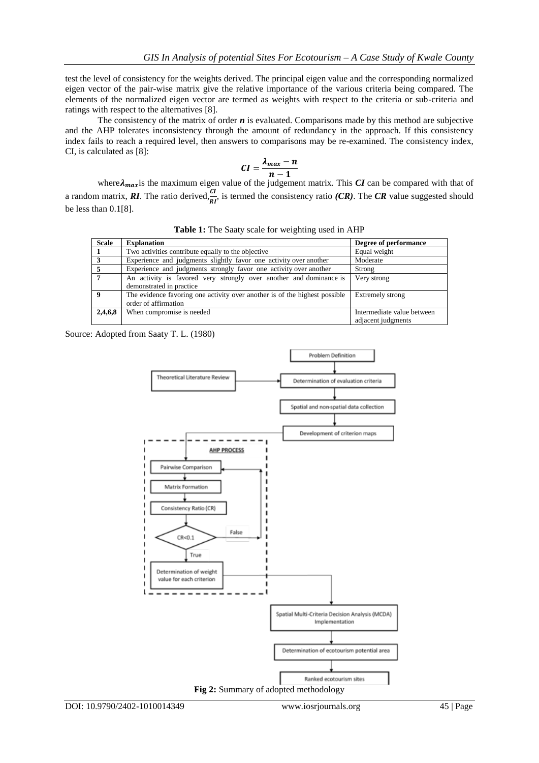test the level of consistency for the weights derived. The principal eigen value and the corresponding normalized eigen vector of the pair-wise matrix give the relative importance of the various criteria being compared. The elements of the normalized eigen vector are termed as weights with respect to the criteria or sub-criteria and ratings with respect to the alternatives [8].

The consistency of the matrix of order $n$ is evaluated. Comparisons made by this method are subjective and the AHP tolerates inconsistency through the amount of redundancy in the approach. If this consistency index fails to reach a required level, then answers to comparisons may be re-examined. The consistency index, CI, is calculated as [8]:

$$CI = \frac{\lambda_{max} - n}{n - 1}$$

where $\lambda_{max}$ is the maximum eigen value of the judgement matrix. This $CI$ can be compared with that of a random matrix, $RI$. The ratio derived, $\frac{CI}{RI}$, is termed the consistency ratio *(CR)*. The *CR* value suggested should be less than 0.1[8].

**Table 1:** The Saaty scale for weighting used in AHP

| Scale | Explanation | Degree of performance |
|---|---|---|
| 1 | Two activities contribute equally to the objective | Equal weight |
| 3 | Experience and judgments slightly favor one activity over another | Moderate |
| 5 | Experience and judgments strongly favor one activity over another | Strong |
| 7 | An activity is favored very strongly over another and dominance is demonstrated in practice | Very strong |
| 9 | The evidence favoring one activity over another is of the highest possible order of affirmation | Extremely strong |
| 2,4,6,8 | When compromise is needed | Intermediate value between adjacent judgments |

Source: Adopted from Saaty T. L. (1980)

Problem Definition → Determination of evaluation criteria (with input from Theoretical Literature Review) → Spatial and non-spatial data collection → Development of criterion maps → AHP PROCESS: Pairwise Comparison → Matrix Formation → Consistency Ratio (CR) → CR<0.1 (False: back to Pairwise Comparison; True:) → Determination of weight value for each criterion → Spatial Multi-Criteria Decision Analysis (MCDA) Implementation → Determination of ecotourism potential area → Ranked ecotourism sites

**Fig 2:** Summary of adopted methodology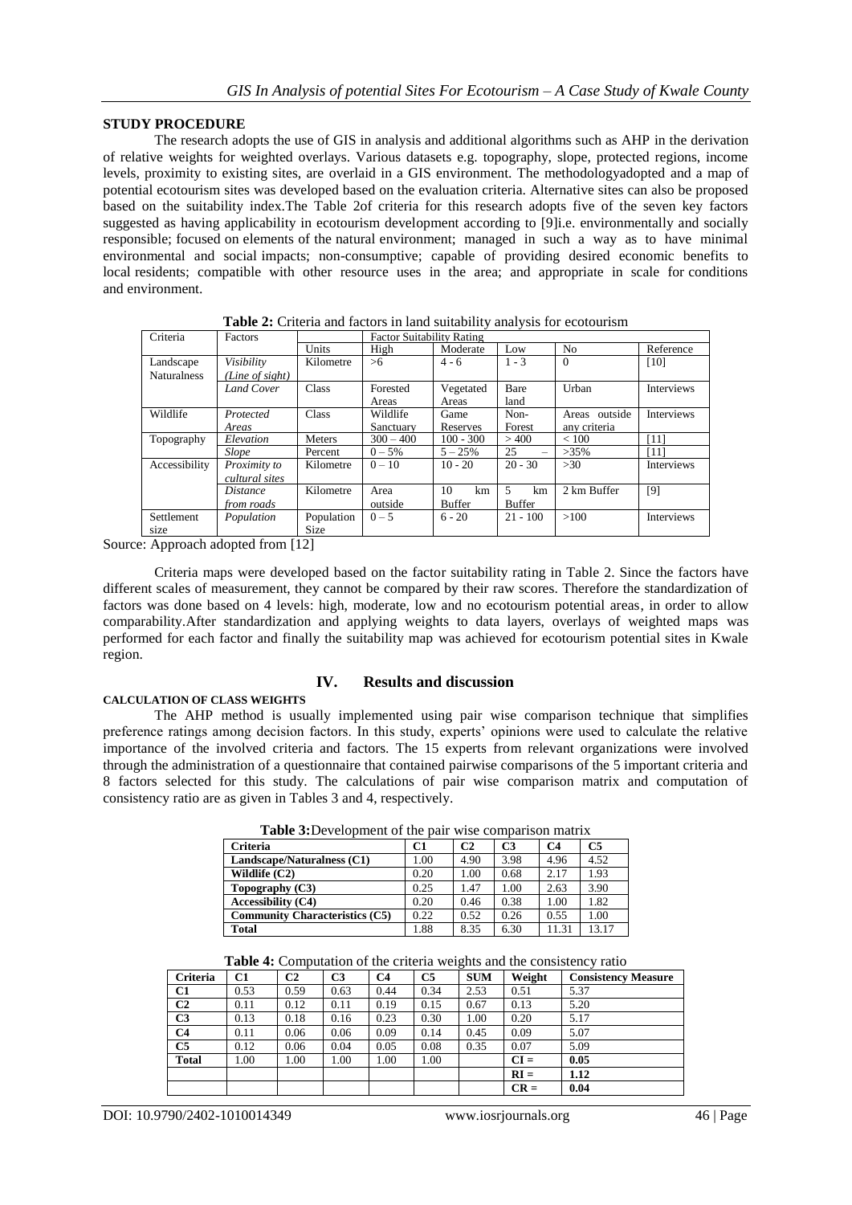### STUDY PROCEDURE

The research adopts the use of GIS in analysis and additional algorithms such as AHP in the derivation of relative weights for weighted overlays. Various datasets e.g. topography, slope, protected regions, income levels, proximity to existing sites, are overlaid in a GIS environment. The methodologyadopted and a map of potential ecotourism sites was developed based on the evaluation criteria. Alternative sites can also be proposed based on the suitability index.The Table 2of criteria for this research adopts five of the seven key factors suggested as having applicability in ecotourism development according to [9]i.e. environmentally and socially responsible; focused on elements of the natural environment; managed in such a way as to have minimal environmental and social impacts; non-consumptive; capable of providing desired economic benefits to local residents; compatible with other resource uses in the area; and appropriate in scale for conditions and environment.

**Table 2:** Criteria and factors in land suitability analysis for ecotourism

| Criteria | Factors | Factor Suitability Rating | | | | | |
|---|---|---|---|---|---|---|---|
| | | Units | High | Moderate | Low | No | Reference |
| Landscape Naturalness | *Visibility (Line of sight)* | Kilometre | >6 | 4 - 6 | 1 - 3 | 0 | [10] |
| | *Land Cover* | Class | Forested Areas | Vegetated Areas | Bare land | Urban | Interviews |
| Wildlife | *Protected Areas* | Class | Wildlife Sanctuary | Game Reserves | Non-Forest | Areas outside any criteria | Interviews |
| Topography | *Elevation* | Meters | 300 – 400 | 100 - 300 | > 400 | < 100 | [11] |
| | *Slope* | Percent | 0 – 5% | 5 – 25% | 25 – | >35% | [11] |
| Accessibility | *Proximity to cultural sites* | Kilometre | 0 – 10 | 10 - 20 | 20 - 30 | >30 | Interviews |
| | *Distance from roads* | Kilometre | Area outside | 10 km Buffer | 5 km Buffer | 2 km Buffer | [9] |
| Settlement size | *Population* | Population Size | 0 – 5 | 6 - 20 | 21 - 100 | >100 | Interviews |

Source: Approach adopted from [12]

Criteria maps were developed based on the factor suitability rating in Table 2. Since the factors have different scales of measurement, they cannot be compared by their raw scores. Therefore the standardization of factors was done based on 4 levels: high, moderate, low and no ecotourism potential areas, in order to allow comparability.After standardization and applying weights to data layers, overlays of weighted maps was performed for each factor and finally the suitability map was achieved for ecotourism potential sites in Kwale region.

## IV. Results and discussion

### CALCULATION OF CLASS WEIGHTS

The AHP method is usually implemented using pair wise comparison technique that simplifies preference ratings among decision factors. In this study, experts' opinions were used to calculate the relative importance of the involved criteria and factors. The 15 experts from relevant organizations were involved through the administration of a questionnaire that contained pairwise comparisons of the 5 important criteria and 8 factors selected for this study. The calculations of pair wise comparison matrix and computation of consistency ratio are as given in Tables 3 and 4, respectively.

**Table 3:**Development of the pair wise comparison matrix

| Criteria | C1 | C2 | C3 | C4 | C5 |
|---|---|---|---|---|---|
| **Landscape/Naturalness (C1)** | 1.00 | 4.90 | 3.98 | 4.96 | 4.52 |
| **Wildlife (C2)** | 0.20 | 1.00 | 0.68 | 2.17 | 1.93 |
| **Topography (C3)** | 0.25 | 1.47 | 1.00 | 2.63 | 3.90 |
| **Accessibility (C4)** | 0.20 | 0.46 | 0.38 | 1.00 | 1.82 |
| **Community Characteristics (C5)** | 0.22 | 0.52 | 0.26 | 0.55 | 1.00 |
| **Total** | 1.88 | 8.35 | 6.30 | 11.31 | 13.17 |

**Table 4:** Computation of the criteria weights and the consistency ratio

| Criteria | C1 | C2 | C3 | C4 | C5 | SUM | Weight | Consistency Measure |
|---|---|---|---|---|---|---|---|---|
| **C1** | 0.53 | 0.59 | 0.63 | 0.44 | 0.34 | 2.53 | 0.51 | 5.37 |
| **C2** | 0.11 | 0.12 | 0.11 | 0.19 | 0.15 | 0.67 | 0.13 | 5.20 |
| **C3** | 0.13 | 0.18 | 0.16 | 0.23 | 0.30 | 1.00 | 0.20 | 5.17 |
| **C4** | 0.11 | 0.06 | 0.06 | 0.09 | 0.14 | 0.45 | 0.09 | 5.07 |
| **C5** | 0.12 | 0.06 | 0.04 | 0.05 | 0.08 | 0.35 | 0.07 | 5.09 |
| **Total** | 1.00 | 1.00 | 1.00 | 1.00 | 1.00 | | **CI =** | **0.05** |
| | | | | | | | **RI =** | **1.12** |
| | | | | | | | **CR =** | **0.04** |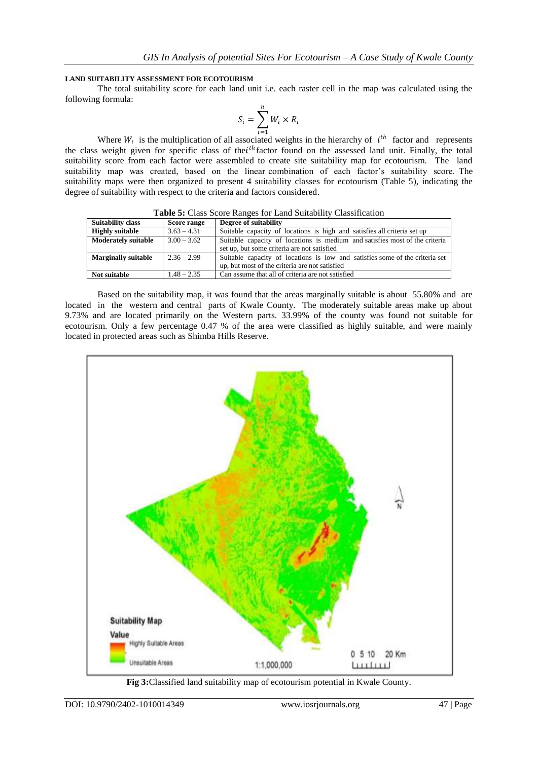#### LAND SUITABILITY ASSESSMENT FOR ECOTOURISM

The total suitability score for each land unit i.e. each raster cell in the map was calculated using the following formula:

$$S_i = \sum_{i=1}^{n} W_i \times R_i$$

Where $W_i$ is the multiplication of all associated weights in the hierarchy of $i^{th}$ factor and represents the class weight given for specific class of the $i^{th}$ factor found on the assessed land unit. Finally, the total suitability score from each factor were assembled to create site suitability map for ecotourism. The land suitability map was created, based on the linear combination of each factor's suitability score. The suitability maps were then organized to present 4 suitability classes for ecotourism (Table 5), indicating the degree of suitability with respect to the criteria and factors considered.

**Table 5:** Class Score Ranges for Land Suitability Classification

| Suitability class | Score range | Degree of suitability |
|---|---|---|
| **Highly suitable** | 3.63 – 4.31 | Suitable capacity of locations is high and satisfies all criteria set up |
| **Moderately suitable** | 3.00 – 3.62 | Suitable capacity of locations is medium and satisfies most of the criteria set up, but some criteria are not satisfied |
| **Marginally suitable** | 2.36 – 2.99 | Suitable capacity of locations is low and satisfies some of the criteria set up, but most of the criteria are not satisfied |
| **Not suitable** | 1.48 – 2.35 | Can assume that all of criteria are not satisfied |

Based on the suitability map, it was found that the areas marginally suitable is about 55.80% and are located in the western and central parts of Kwale County. The moderately suitable areas make up about 9.73% and are located primarily on the Western parts. 33.99% of the county was found not suitable for ecotourism. Only a few percentage 0.47 % of the area were classified as highly suitable, and were mainly located in protected areas such as Shimba Hills Reserve.

**Fig 3:** Classified land suitability map of ecotourism potential in Kwale County.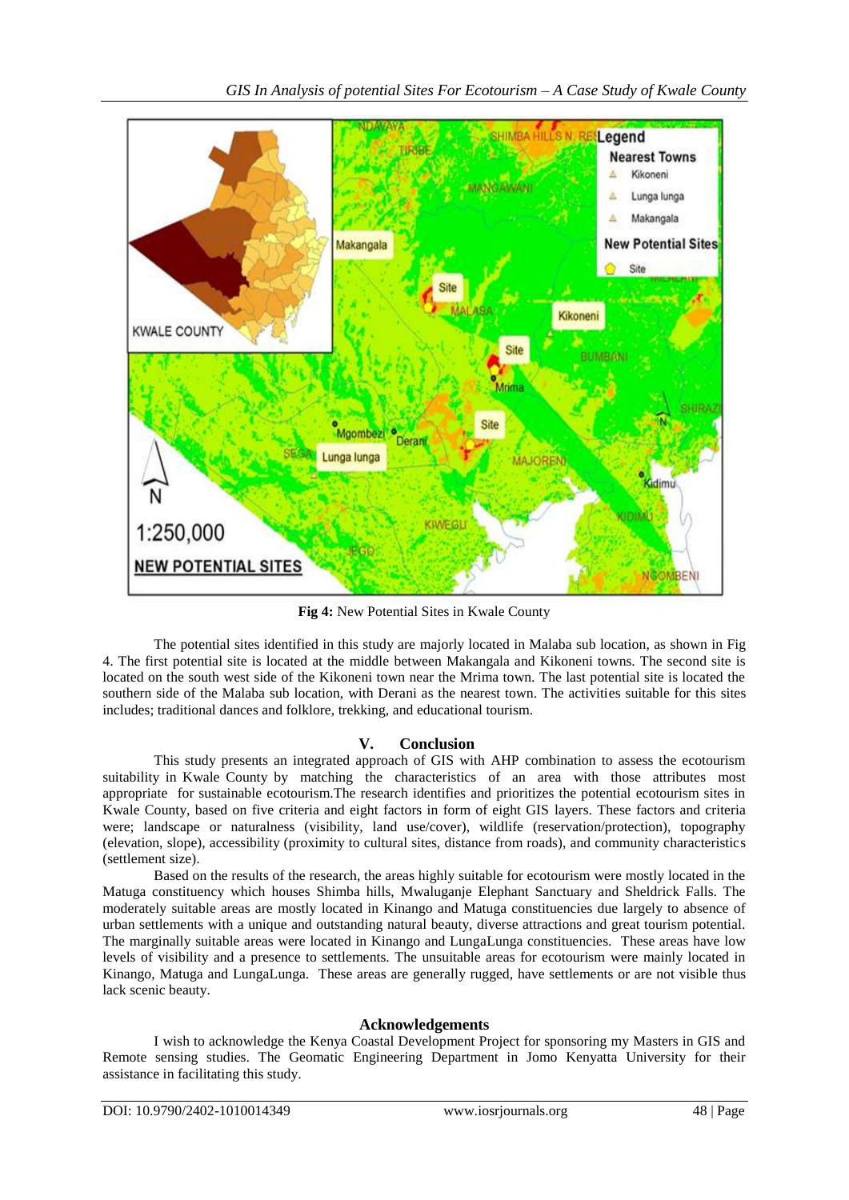**Fig 4:** New Potential Sites in Kwale County

The potential sites identified in this study are majorly located in Malaba sub location, as shown in Fig 4. The first potential site is located at the middle between Makangala and Kikoneni towns. The second site is located on the south west side of the Kikoneni town near the Mrima town. The last potential site is located the southern side of the Malaba sub location, with Derani as the nearest town. The activities suitable for this sites includes; traditional dances and folklore, trekking, and educational tourism.

## V. Conclusion

This study presents an integrated approach of GIS with AHP combination to assess the ecotourism suitability in Kwale County by matching the characteristics of an area with those attributes most appropriate for sustainable ecotourism.The research identifies and prioritizes the potential ecotourism sites in Kwale County, based on five criteria and eight factors in form of eight GIS layers. These factors and criteria were; landscape or naturalness (visibility, land use/cover), wildlife (reservation/protection), topography (elevation, slope), accessibility (proximity to cultural sites, distance from roads), and community characteristics (settlement size).

Based on the results of the research, the areas highly suitable for ecotourism were mostly located in the Matuga constituency which houses Shimba hills, Mwaluganje Elephant Sanctuary and Sheldrick Falls. The moderately suitable areas are mostly located in Kinango and Matuga constituencies due largely to absence of urban settlements with a unique and outstanding natural beauty, diverse attractions and great tourism potential. The marginally suitable areas were located in Kinango and LungaLunga constituencies. These areas have low levels of visibility and a presence to settlements. The unsuitable areas for ecotourism were mainly located in Kinango, Matuga and LungaLunga. These areas are generally rugged, have settlements or are not visible thus lack scenic beauty.

## Acknowledgements

I wish to acknowledge the Kenya Coastal Development Project for sponsoring my Masters in GIS and Remote sensing studies. The Geomatic Engineering Department in Jomo Kenyatta University for their assistance in facilitating this study.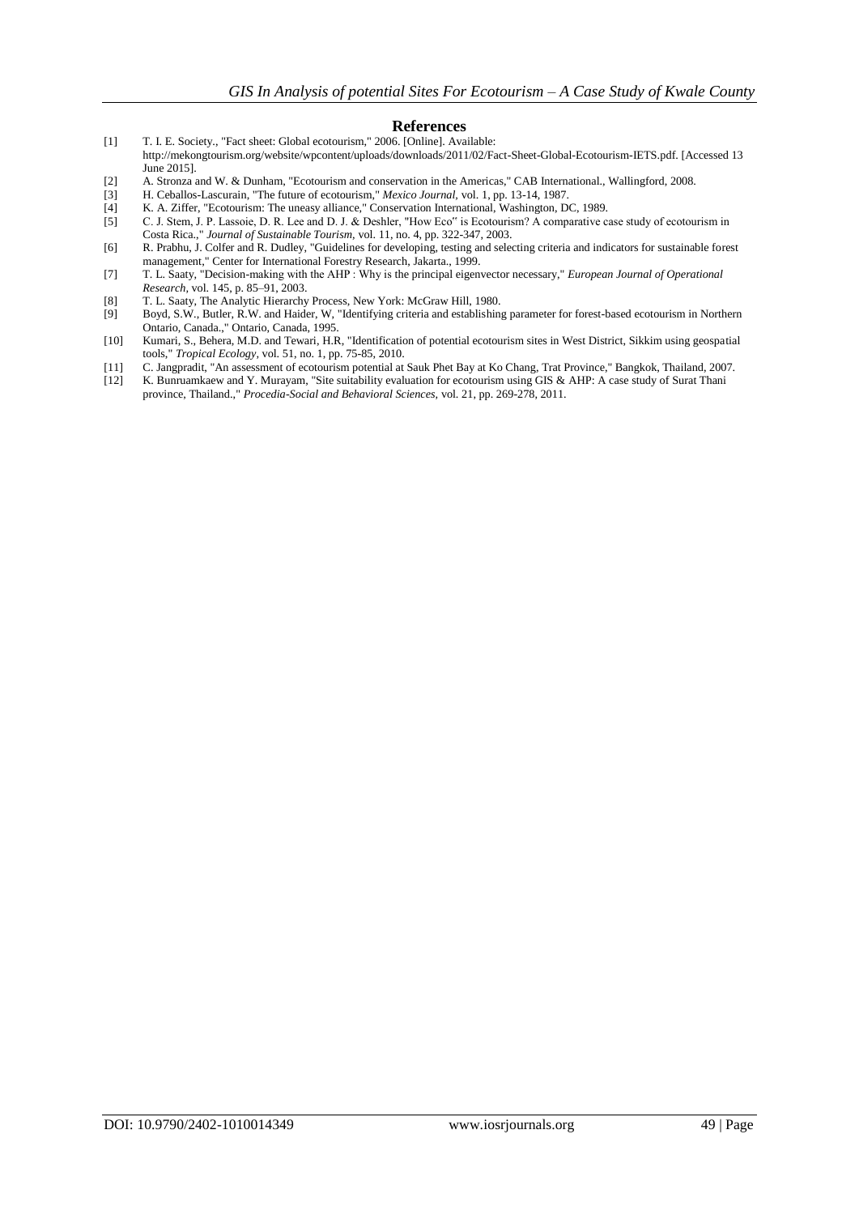## References

[1] T. I. E. Society., "Fact sheet: Global ecotourism," 2006. [Online]. Available: http://mekongtourism.org/website/wpcontent/uploads/downloads/2011/02/Fact-Sheet-Global-Ecotourism-IETS.pdf. [Accessed 13 June 2015].

[2] A. Stronza and W. & Dunham, "Ecotourism and conservation in the Americas," CAB International., Wallingford, 2008.

[3] H. Ceballos-Lascurain, "The future of ecotourism," *Mexico Journal*, vol. 1, pp. 13-14, 1987.

[4] K. A. Ziffer, "Ecotourism: The uneasy alliance," Conservation International, Washington, DC, 1989.

[5] C. J. Stem, J. P. Lassoie, D. R. Lee and D. J. & Deshler, "How Eco" is Ecotourism? A comparative case study of ecotourism in Costa Rica.," *Journal of Sustainable Tourism*, vol. 11, no. 4, pp. 322-347, 2003.

[6] R. Prabhu, J. Colfer and R. Dudley, "Guidelines for developing, testing and selecting criteria and indicators for sustainable forest management," Center for International Forestry Research, Jakarta., 1999.

[7] T. L. Saaty, "Decision-making with the AHP : Why is the principal eigenvector necessary," *European Journal of Operational Research*, vol. 145, p. 85–91, 2003.

[8] T. L. Saaty, The Analytic Hierarchy Process, New York: McGraw Hill, 1980.

[9] Boyd, S.W., Butler, R.W. and Haider, W, "Identifying criteria and establishing parameter for forest-based ecotourism in Northern Ontario, Canada.," Ontario, Canada, 1995.

[10] Kumari, S., Behera, M.D. and Tewari, H.R, "Identification of potential ecotourism sites in West District, Sikkim using geospatial tools," *Tropical Ecology*, vol. 51, no. 1, pp. 75-85, 2010.

[11] C. Jangpradit, "An assessment of ecotourism potential at Sauk Phet Bay at Ko Chang, Trat Province," Bangkok, Thailand, 2007.

[12] K. Bunruamkaew and Y. Murayam, "Site suitability evaluation for ecotourism using GIS & AHP: A case study of Surat Thani province, Thailand.," *Procedia-Social and Behavioral Sciences*, vol. 21, pp. 269-278, 2011.